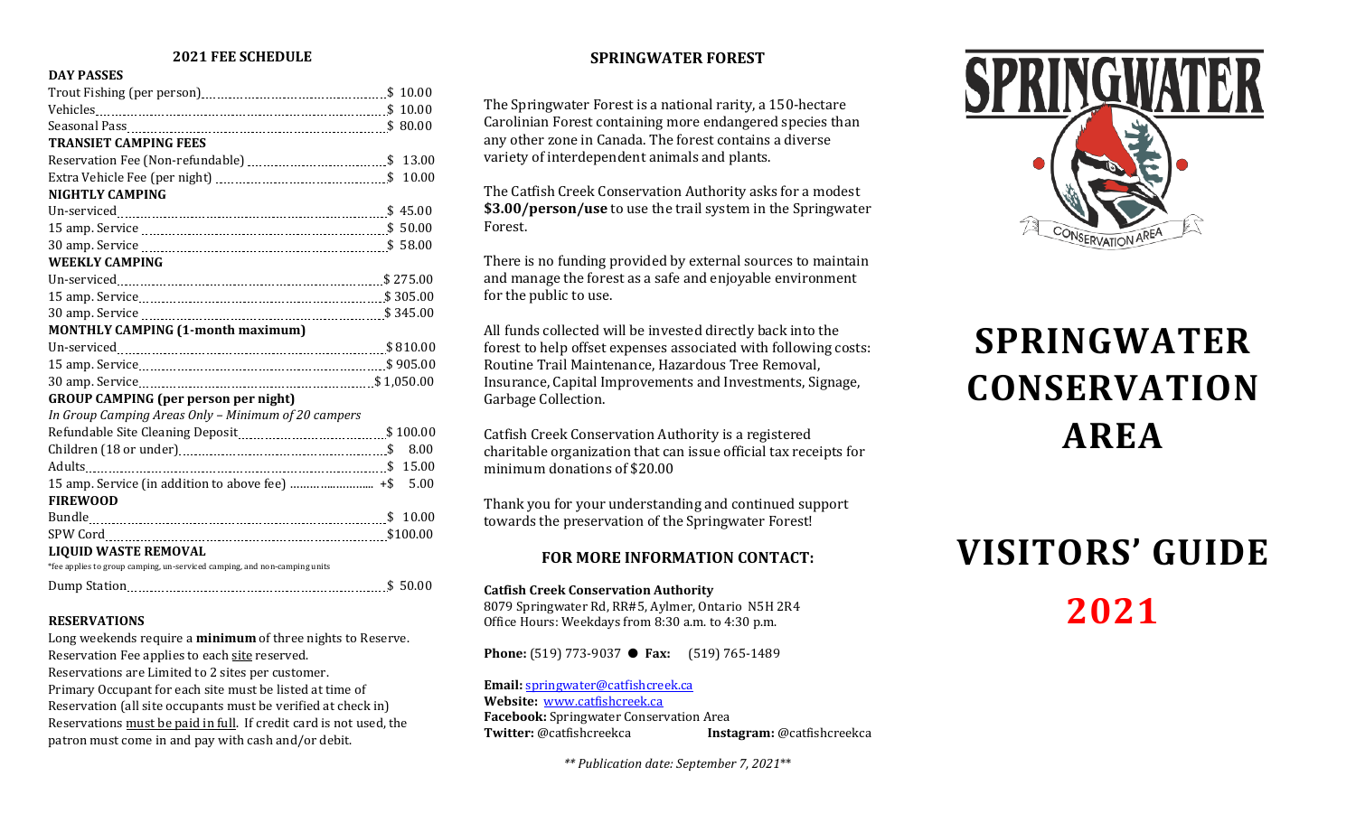## 2021 FEE SCHEDULE

| DAY PASSES | |
|---|---|
| Trout Fishing (per person) | $ 10.00 |
| Vehicles | $ 10.00 |
| Seasonal Pass | $ 80.00 |
| **TRANSIET CAMPING FEES** | |
| Reservation Fee (Non-refundable) | $ 13.00 |
| Extra Vehicle Fee (per night) | $ 10.00 |
| **NIGHTLY CAMPING** | |
| Un-serviced | $ 45.00 |
| 15 amp. Service | $ 50.00 |
| 30 amp. Service | $ 58.00 |
| **WEEKLY CAMPING** | |
| Un-serviced | $ 275.00 |
| 15 amp. Service | $ 305.00 |
| 30 amp. Service | $ 345.00 |
| **MONTHLY CAMPING (1-month maximum)** | |
| Un-serviced | $ 810.00 |
| 15 amp. Service | $ 905.00 |
| 30 amp. Service | $ 1,050.00 |
| **GROUP CAMPING (per person per night)** | |
| *In Group Camping Areas Only – Minimum of 20 campers* | |
| Refundable Site Cleaning Deposit | $ 100.00 |
| Children (18 or under) | $ 8.00 |
| Adults | $ 15.00 |
| 15 amp. Service (in addition to above fee) | +$ 5.00 |
| **FIREWOOD** | |
| Bundle | $ 10.00 |
| SPW Cord | $100.00 |
| **LIQUID WASTE REMOVAL** | |
| *fee applies to group camping, un-serviced camping, and non-camping units | |
| Dump Station | $ 50.00 |

**RESERVATIONS**

Long weekends require a **minimum** of three nights to Reserve.
Reservation Fee applies to each site reserved.
Reservations are Limited to 2 sites per customer.
Primary Occupant for each site must be listed at time of Reservation (all site occupants must be verified at check in)
Reservations must be paid in full. If credit card is not used, the patron must come in and pay with cash and/or debit.

## SPRINGWATER FOREST

The Springwater Forest is a national rarity, a 150-hectare Carolinian Forest containing more endangered species than any other zone in Canada. The forest contains a diverse variety of interdependent animals and plants.

The Catfish Creek Conservation Authority asks for a modest **$3.00/person/use** to use the trail system in the Springwater Forest.

There is no funding provided by external sources to maintain and manage the forest as a safe and enjoyable environment for the public to use.

All funds collected will be invested directly back into the forest to help offset expenses associated with following costs: Routine Trail Maintenance, Hazardous Tree Removal, Insurance, Capital Improvements and Investments, Signage, Garbage Collection.

Catfish Creek Conservation Authority is a registered charitable organization that can issue official tax receipts for minimum donations of $20.00

Thank you for your understanding and continued support towards the preservation of the Springwater Forest!

### FOR MORE INFORMATION CONTACT:

**Catfish Creek Conservation Authority**
8079 Springwater Rd, RR#5, Aylmer, Ontario N5H 2R4
Office Hours: Weekdays from 8:30 a.m. to 4:30 p.m.

**Phone:** (519) 773-9037 ● **Fax:** (519) 765-1489

**Email:** springwater@catfishcreek.ca
**Website:** www.catfishcreek.ca
**Facebook:** Springwater Conservation Area
**Twitter:** @catfishcreekca **Instagram:** @catfishcreekca

*** Publication date: September 7, 2021***

SPRINGWATER
CONSERVATION AREA

# SPRINGWATER CONSERVATION AREA

# VISITORS' GUIDE

# 2021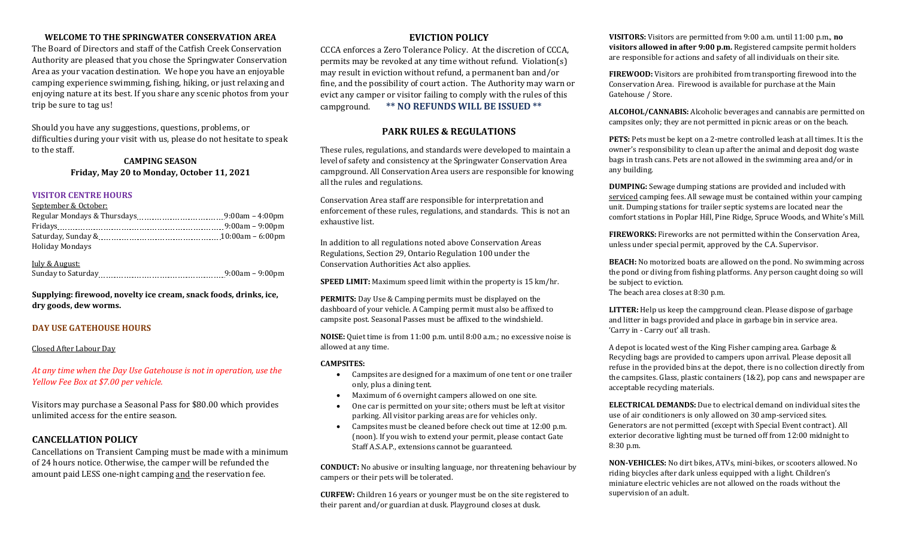## WELCOME TO THE SPRINGWATER CONSERVATION AREA

The Board of Directors and staff of the Catfish Creek Conservation Authority are pleased that you chose the Springwater Conservation Area as your vacation destination. We hope you have an enjoyable camping experience swimming, fishing, hiking, or just relaxing and enjoying nature at its best. If you share any scenic photos from your trip be sure to tag us!

Should you have any suggestions, questions, problems, or difficulties during your visit with us, please do not hesitate to speak to the staff.

**CAMPING SEASON**
**Friday, May 20 to Monday, October 11, 2021**

### VISITOR CENTRE HOURS

September & October:

| | |
|---|---|
| Regular Mondays & Thursdays | 9:00am – 4:00pm |
| Fridays | 9:00am – 9:00pm |
| Saturday, Sunday & Holiday Mondays | 10:00am – 6:00pm |

July & August:

| | |
|---|---|
| Sunday to Saturday | 9:00am – 9:00pm |

**Supplying: firewood, novelty ice cream, snack foods, drinks, ice, dry goods, dew worms.**

### DAY USE GATEHOUSE HOURS

Closed After Labour Day

*At any time when the Day Use Gatehouse is not in operation, use the Yellow Fee Box at $7.00 per vehicle.*

Visitors may purchase a Seasonal Pass for $80.00 which provides unlimited access for the entire season.

## CANCELLATION POLICY

Cancellations on Transient Camping must be made with a minimum of 24 hours notice. Otherwise, the camper will be refunded the amount paid LESS one-night camping and the reservation fee.

## EVICTION POLICY

CCCA enforces a Zero Tolerance Policy. At the discretion of CCCA, permits may be revoked at any time without refund. Violation(s) may result in eviction without refund, a permanent ban and/or fine, and the possibility of court action. The Authority may warn or evict any camper or visitor failing to comply with the rules of this campground. **\*\* NO REFUNDS WILL BE ISSUED \*\***

## PARK RULES & REGULATIONS

These rules, regulations, and standards were developed to maintain a level of safety and consistency at the Springwater Conservation Area campground. All Conservation Area users are responsible for knowing all the rules and regulations.

Conservation Area staff are responsible for interpretation and enforcement of these rules, regulations, and standards. This is not an exhaustive list.

In addition to all regulations noted above Conservation Areas Regulations, Section 29, Ontario Regulation 100 under the Conservation Authorities Act also applies.

**SPEED LIMIT:** Maximum speed limit within the property is 15 km/hr.

**PERMITS:** Day Use & Camping permits must be displayed on the dashboard of your vehicle. A Camping permit must also be affixed to campsite post. Seasonal Passes must be affixed to the windshield.

**NOISE:** Quiet time is from 11:00 p.m. until 8:00 a.m.; no excessive noise is allowed at any time.

**CAMPSITES:**

- Campsites are designed for a maximum of one tent or one trailer only, plus a dining tent.
- Maximum of 6 overnight campers allowed on one site.
- One car is permitted on your site; others must be left at visitor parking. All visitor parking areas are for vehicles only.
- Campsites must be cleaned before check out time at 12:00 p.m. (noon). If you wish to extend your permit, please contact Gate Staff A.S.A.P., extensions cannot be guaranteed.

**CONDUCT:** No abusive or insulting language, nor threatening behaviour by campers or their pets will be tolerated.

**CURFEW:** Children 16 years or younger must be on the site registered to their parent and/or guardian at dusk. Playground closes at dusk.

**VISITORS:** Visitors are permitted from 9:00 a.m. until 11:00 p.m., **no visitors allowed in after 9:00 p.m.** Registered campsite permit holders are responsible for actions and safety of all individuals on their site.

**FIREWOOD:** Visitors are prohibited from transporting firewood into the Conservation Area. Firewood is available for purchase at the Main Gatehouse / Store.

**ALCOHOL/CANNABIS:** Alcoholic beverages and cannabis are permitted on campsites only; they are not permitted in picnic areas or on the beach.

**PETS:** Pets must be kept on a 2-metre controlled leash at all times. It is the owner's responsibility to clean up after the animal and deposit dog waste bags in trash cans. Pets are not allowed in the swimming area and/or in any building.

**DUMPING:** Sewage dumping stations are provided and included with serviced camping fees. All sewage must be contained within your camping unit. Dumping stations for trailer septic systems are located near the comfort stations in Poplar Hill, Pine Ridge, Spruce Woods, and White's Mill.

**FIREWORKS:** Fireworks are not permitted within the Conservation Area, unless under special permit, approved by the C.A. Supervisor.

**BEACH:** No motorized boats are allowed on the pond. No swimming across the pond or diving from fishing platforms. Any person caught doing so will be subject to eviction.
The beach area closes at 8:30 p.m.

**LITTER:** Help us keep the campground clean. Please dispose of garbage and litter in bags provided and place in garbage bin in service area. 'Carry in - Carry out' all trash.

A depot is located west of the King Fisher camping area. Garbage & Recycling bags are provided to campers upon arrival. Please deposit all refuse in the provided bins at the depot, there is no collection directly from the campsites. Glass, plastic containers (1&2), pop cans and newspaper are acceptable recycling materials.

**ELECTRICAL DEMANDS:** Due to electrical demand on individual sites the use of air conditioners is only allowed on 30 amp-serviced sites. Generators are not permitted (except with Special Event contract). All exterior decorative lighting must be turned off from 12:00 midnight to 8:30 p.m.

**NON-VEHICLES:** No dirt bikes, ATVs, mini-bikes, or scooters allowed. No riding bicycles after dark unless equipped with a light. Children's miniature electric vehicles are not allowed on the roads without the supervision of an adult.